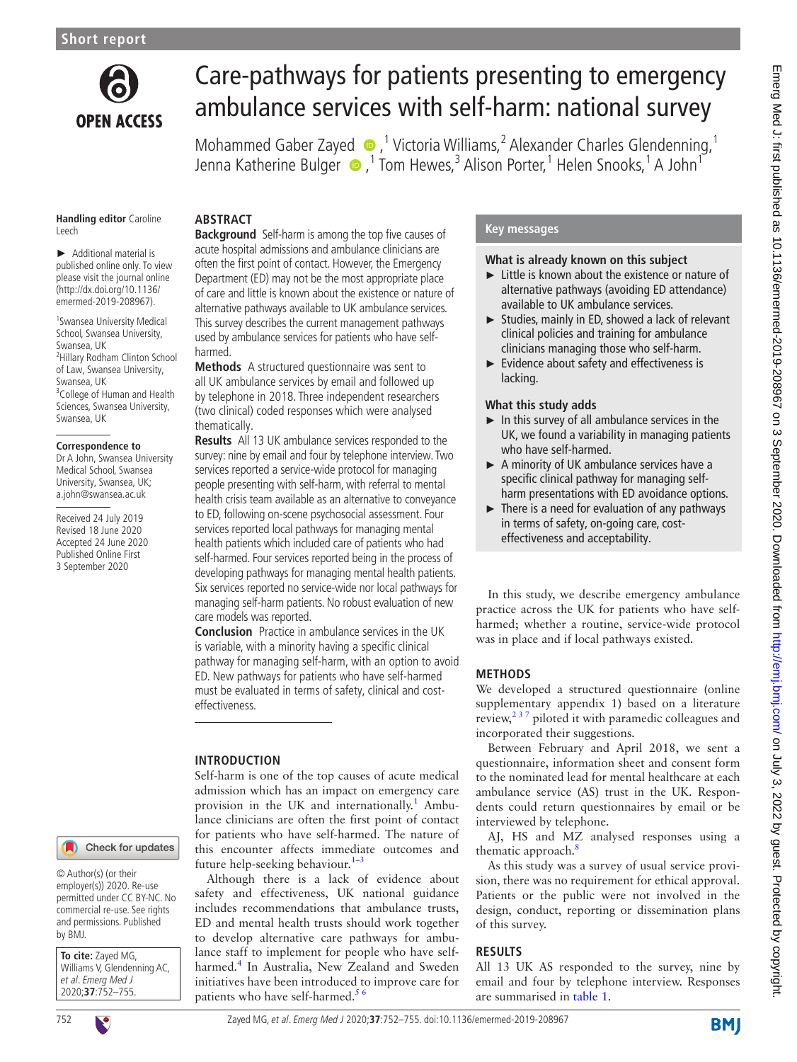Short report

# Care-pathways for patients presenting to emergency ambulance services with self-harm: national survey

Mohammed Gaber Zayed [1], Victoria Williams [2], Alexander Charles Glendenning [1], Jenna Katherine Bulger [1], Tom Hewes [3], Alison Porter [1], Helen Snooks [1], A John [1]

Handling editor Caroline Leech

► Additional material is published online only. To view please visit the journal online (http://dx.doi.org/10.1136/emermed-2019-208967).

[1] Swansea University Medical School, Swansea University, Swansea, UK
[2] Hillary Rodham Clinton School of Law, Swansea University, Swansea, UK
[3] College of Human and Health Sciences, Swansea University, Swansea, UK

**Correspondence to**
Dr A John, Swansea University Medical School, Swansea University, Swansea, UK; a.john@swansea.ac.uk

Received 24 July 2019
Revised 18 June 2020
Accepted 24 June 2020
Published Online First 3 September 2020

## ABSTRACT

**Background** Self-harm is among the top five causes of acute hospital admissions and ambulance clinicians are often the first point of contact. However, the Emergency Department (ED) may not be the most appropriate place of care and little is known about the existence or nature of alternative pathways available to UK ambulance services. This survey describes the current management pathways used by ambulance services for patients who have self-harmed.

**Methods** A structured questionnaire was sent to all UK ambulance services by email and followed up by telephone in 2018. Three independent researchers (two clinical) coded responses which were analysed thematically.

**Results** All 13 UK ambulance services responded to the survey: nine by email and four by telephone interview. Two services reported a service-wide protocol for managing people presenting with self-harm, with referral to mental health crisis team available as an alternative to conveyance to ED, following on-scene psychosocial assessment. Four services reported local pathways for managing mental health patients which included care of patients who had self-harmed. Four services reported being in the process of developing pathways for managing mental health patients. Six services reported no service-wide nor local pathways for managing self-harm patients. No robust evaluation of new care models was reported.

**Conclusion** Practice in ambulance services in the UK is variable, with a minority having a specific clinical pathway for managing self-harm, with an option to avoid ED. New pathways for patients who have self-harmed must be evaluated in terms of safety, clinical and cost-effectiveness.

## Key messages

### What is already known on this subject

- Little is known about the existence or nature of alternative pathways (avoiding ED attendance) available to UK ambulance services.
- Studies, mainly in ED, showed a lack of relevant clinical policies and training for ambulance clinicians managing those who self-harm.
- Evidence about safety and effectiveness is lacking.

### What this study adds

- In this survey of all ambulance services in the UK, we found a variability in managing patients who have self-harmed.
- A minority of UK ambulance services have a specific clinical pathway for managing self-harm presentations with ED avoidance options.
- There is a need for evaluation of any pathways in terms of safety, on-going care, cost-effectiveness and acceptability.

## INTRODUCTION

Self-harm is one of the top causes of acute medical admission which has an impact on emergency care provision in the UK and internationally.[1] Ambulance clinicians are often the first point of contact for patients who have self-harmed. The nature of this encounter affects immediate outcomes and future help-seeking behaviour.[1–3]

Although there is a lack of evidence about safety and effectiveness, UK national guidance includes recommendations that ambulance trusts, ED and mental health trusts should work together to develop alternative care pathways for ambulance staff to implement for people who have self-harmed.[4] In Australia, New Zealand and Sweden initiatives have been introduced to improve care for patients who have self-harmed.[5 6]

In this study, we describe emergency ambulance practice across the UK for patients who have self-harmed; whether a routine, service-wide protocol was in place and if local pathways existed.

## METHODS

We developed a structured questionnaire (online supplementary appendix 1) based on a literature review,[2 3 7] piloted it with paramedic colleagues and incorporated their suggestions.

Between February and April 2018, we sent a questionnaire, information sheet and consent form to the nominated lead for mental healthcare at each ambulance service (AS) trust in the UK. Respondents could return questionnaires by email or be interviewed by telephone.

AJ, HS and MZ analysed responses using a thematic approach.[8]

As this study was a survey of usual service provision, there was no requirement for ethical approval. Patients or the public were not involved in the design, conduct, reporting or dissemination plans of this survey.

## RESULTS

All 13 UK AS responded to the survey, nine by email and four by telephone interview. Responses are summarised in table 1.

© Author(s) (or their employer(s)) 2020. Re-use permitted under CC BY-NC. No commercial re-use. See rights and permissions. Published by BMJ.

**To cite:** Zayed MG, Williams V, Glendenning AC, *et al. Emerg Med J* 2020;**37**:752–755.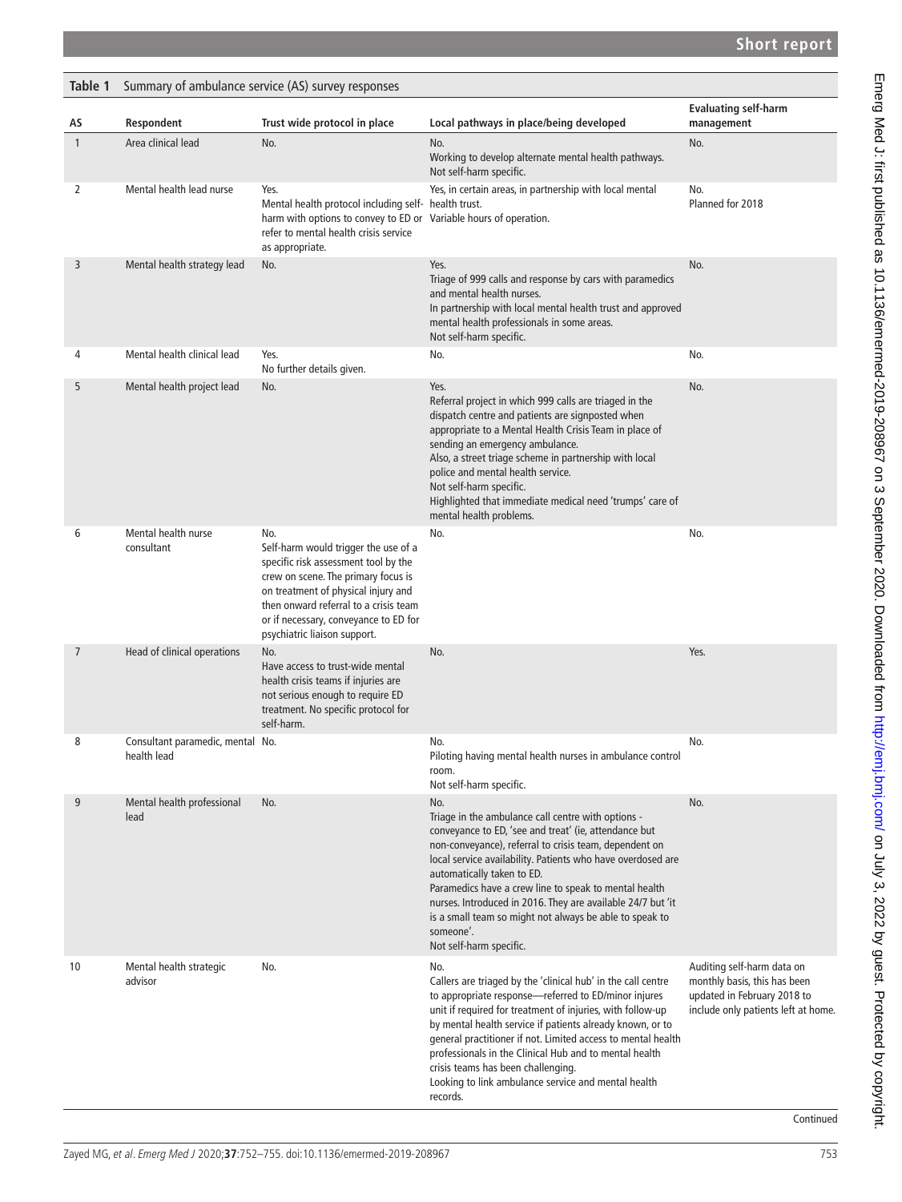**Table 1** Summary of ambulance service (AS) survey responses

| AS | Respondent | Trust wide protocol in place | Local pathways in place/being developed | Evaluating self-harm management |
|---|---|---|---|---|
| 1 | Area clinical lead | No. | No.<br>Working to develop alternate mental health pathways.<br>Not self-harm specific. | No. |
| 2 | Mental health lead nurse | Yes.<br>Mental health protocol including self-harm with options to convey to ED or refer to mental health crisis service as appropriate. | Yes, in certain areas, in partnership with local mental health trust.<br>Variable hours of operation. | No.<br>Planned for 2018 |
| 3 | Mental health strategy lead | No. | Yes.<br>Triage of 999 calls and response by cars with paramedics and mental health nurses.<br>In partnership with local mental health trust and approved mental health professionals in some areas.<br>Not self-harm specific. | No. |
| 4 | Mental health clinical lead | Yes.<br>No further details given. | No. | No. |
| 5 | Mental health project lead | No. | Yes.<br>Referral project in which 999 calls are triaged in the dispatch centre and patients are signposted when appropriate to a Mental Health Crisis Team in place of sending an emergency ambulance.<br>Also, a street triage scheme in partnership with local police and mental health service.<br>Not self-harm specific.<br>Highlighted that immediate medical need 'trumps' care of mental health problems. | No. |
| 6 | Mental health nurse consultant | No.<br>Self-harm would trigger the use of a specific risk assessment tool by the crew on scene. The primary focus is on treatment of physical injury and then onward referral to a crisis team or if necessary, conveyance to ED for psychiatric liaison support. | No. | No. |
| 7 | Head of clinical operations | No.<br>Have access to trust-wide mental health crisis teams if injuries are not serious enough to require ED treatment. No specific protocol for self-harm. | No. | Yes. |
| 8 | Consultant paramedic, mental health lead | No. | No.<br>Piloting having mental health nurses in ambulance control room.<br>Not self-harm specific. | No. |
| 9 | Mental health professional lead | No. | No.<br>Triage in the ambulance call centre with options - conveyance to ED, 'see and treat' (ie, attendance but non-conveyance), referral to crisis team, dependent on local service availability. Patients who have overdosed are automatically taken to ED.<br>Paramedics have a crew line to speak to mental health nurses. Introduced in 2016. They are available 24/7 but 'it is a small team so might not always be able to speak to someone'.<br>Not self-harm specific. | No. |
| 10 | Mental health strategic advisor | No. | No.<br>Callers are triaged by the 'clinical hub' in the call centre to appropriate response—referred to ED/minor injures unit if required for treatment of injuries, with follow-up by mental health service if patients already known, or to general practitioner if not. Limited access to mental health professionals in the Clinical Hub and to mental health crisis teams has been challenging.<br>Looking to link ambulance service and mental health records. | Auditing self-harm data on monthly basis, this has been updated in February 2018 to include only patients left at home. |

Continued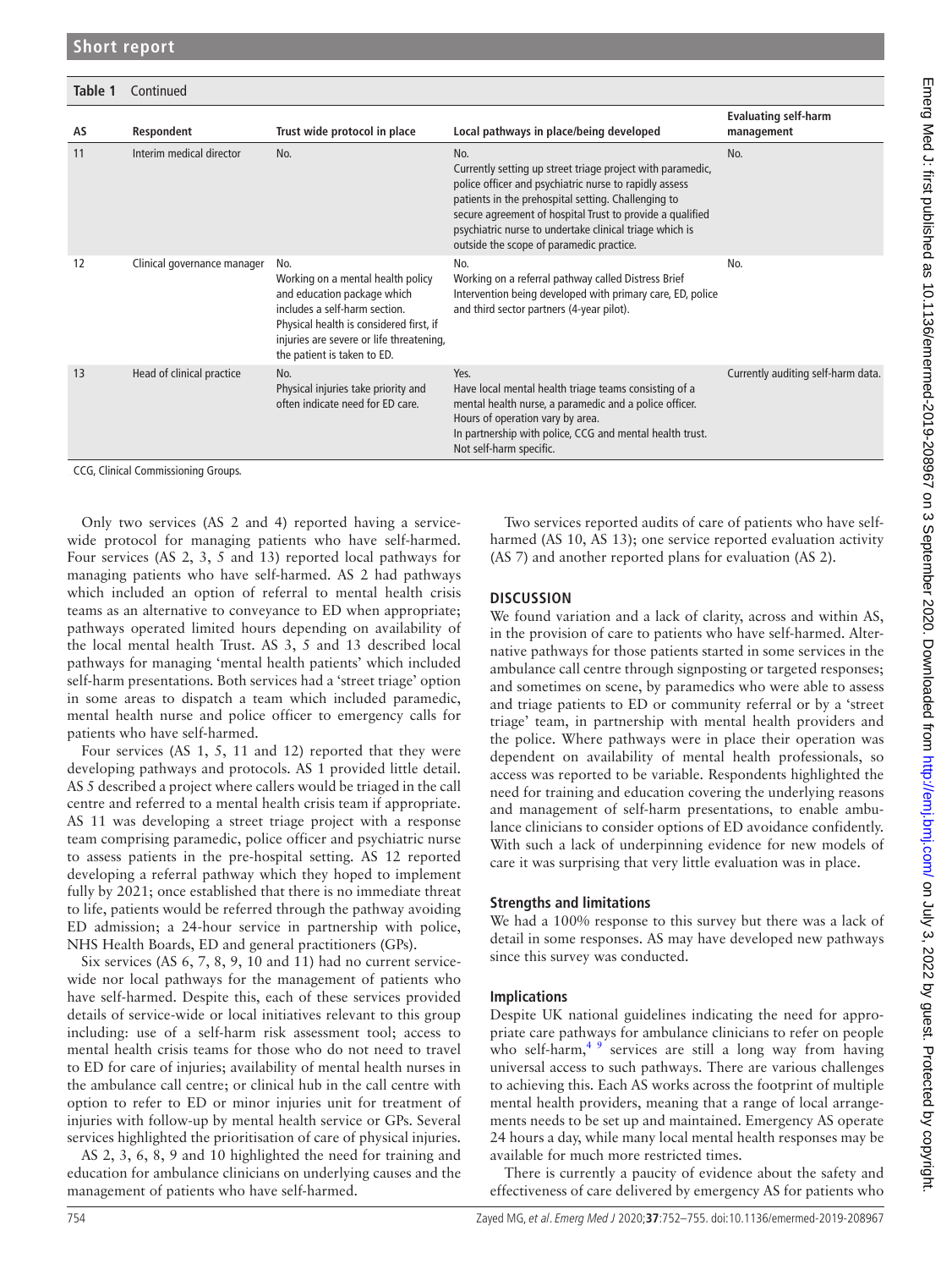**Table 1** Continued

| AS | Respondent | Trust wide protocol in place | Local pathways in place/being developed | Evaluating self-harm management |
|---|---|---|---|---|
| 11 | Interim medical director | No. | No.<br>Currently setting up street triage project with paramedic, police officer and psychiatric nurse to rapidly assess patients in the prehospital setting. Challenging to secure agreement of hospital Trust to provide a qualified psychiatric nurse to undertake clinical triage which is outside the scope of paramedic practice. | No. |
| 12 | Clinical governance manager | No.<br>Working on a mental health policy and education package which includes a self-harm section.<br>Physical health is considered first, if injuries are severe or life threatening, the patient is taken to ED. | No.<br>Working on a referral pathway called Distress Brief Intervention being developed with primary care, ED, police and third sector partners (4-year pilot). | No. |
| 13 | Head of clinical practice | No.<br>Physical injuries take priority and often indicate need for ED care. | Yes.<br>Have local mental health triage teams consisting of a mental health nurse, a paramedic and a police officer.<br>Hours of operation vary by area.<br>In partnership with police, CCG and mental health trust.<br>Not self-harm specific. | Currently auditing self-harm data. |

CCG, Clinical Commissioning Groups.

Only two services (AS 2 and 4) reported having a service-wide protocol for managing patients who have self-harmed. Four services (AS 2, 3, 5 and 13) reported local pathways for managing patients who have self-harmed. AS 2 had pathways which included an option of referral to mental health crisis teams as an alternative to conveyance to ED when appropriate; pathways operated limited hours depending on availability of the local mental health Trust. AS 3, 5 and 13 described local pathways for managing 'mental health patients' which included self-harm presentations. Both services had a 'street triage' option in some areas to dispatch a team which included paramedic, mental health nurse and police officer to emergency calls for patients who have self-harmed.

Four services (AS 1, 5, 11 and 12) reported that they were developing pathways and protocols. AS 1 provided little detail. AS 5 described a project where callers would be triaged in the call centre and referred to a mental health crisis team if appropriate. AS 11 was developing a street triage project with a response team comprising paramedic, police officer and psychiatric nurse to assess patients in the pre-hospital setting. AS 12 reported developing a referral pathway which they hoped to implement fully by 2021; once established that there is no immediate threat to life, patients would be referred through the pathway avoiding ED admission; a 24-hour service in partnership with police, NHS Health Boards, ED and general practitioners (GPs).

Six services (AS 6, 7, 8, 9, 10 and 11) had no current service-wide nor local pathways for the management of patients who have self-harmed. Despite this, each of these services provided details of service-wide or local initiatives relevant to this group including: use of a self-harm risk assessment tool; access to mental health crisis teams for those who do not need to travel to ED for care of injuries; availability of mental health nurses in the ambulance call centre; or clinical hub in the call centre with option to refer to ED or minor injuries unit for treatment of injuries with follow-up by mental health service or GPs. Several services highlighted the prioritisation of care of physical injuries.

AS 2, 3, 6, 8, 9 and 10 highlighted the need for training and education for ambulance clinicians on underlying causes and the management of patients who have self-harmed.

Two services reported audits of care of patients who have self-harmed (AS 10, AS 13); one service reported evaluation activity (AS 7) and another reported plans for evaluation (AS 2).

## DISCUSSION

We found variation and a lack of clarity, across and within AS, in the provision of care to patients who have self-harmed. Alternative pathways for those patients started in some services in the ambulance call centre through signposting or targeted responses; and sometimes on scene, by paramedics who were able to assess and triage patients to ED or community referral or by a 'street triage' team, in partnership with mental health providers and the police. Where pathways were in place their operation was dependent on availability of mental health professionals, so access was reported to be variable. Respondents highlighted the need for training and education covering the underlying reasons and management of self-harm presentations, to enable ambulance clinicians to consider options of ED avoidance confidently. With such a lack of underpinning evidence for new models of care it was surprising that very little evaluation was in place.

### Strengths and limitations

We had a 100% response to this survey but there was a lack of detail in some responses. AS may have developed new pathways since this survey was conducted.

### Implications

Despite UK national guidelines indicating the need for appropriate care pathways for ambulance clinicians to refer on people who self-harm,[4 9] services are still a long way from having universal access to such pathways. There are various challenges to achieving this. Each AS works across the footprint of multiple mental health providers, meaning that a range of local arrangements needs to be set up and maintained. Emergency AS operate 24 hours a day, while many local mental health responses may be available for much more restricted times.

There is currently a paucity of evidence about the safety and effectiveness of care delivered by emergency AS for patients who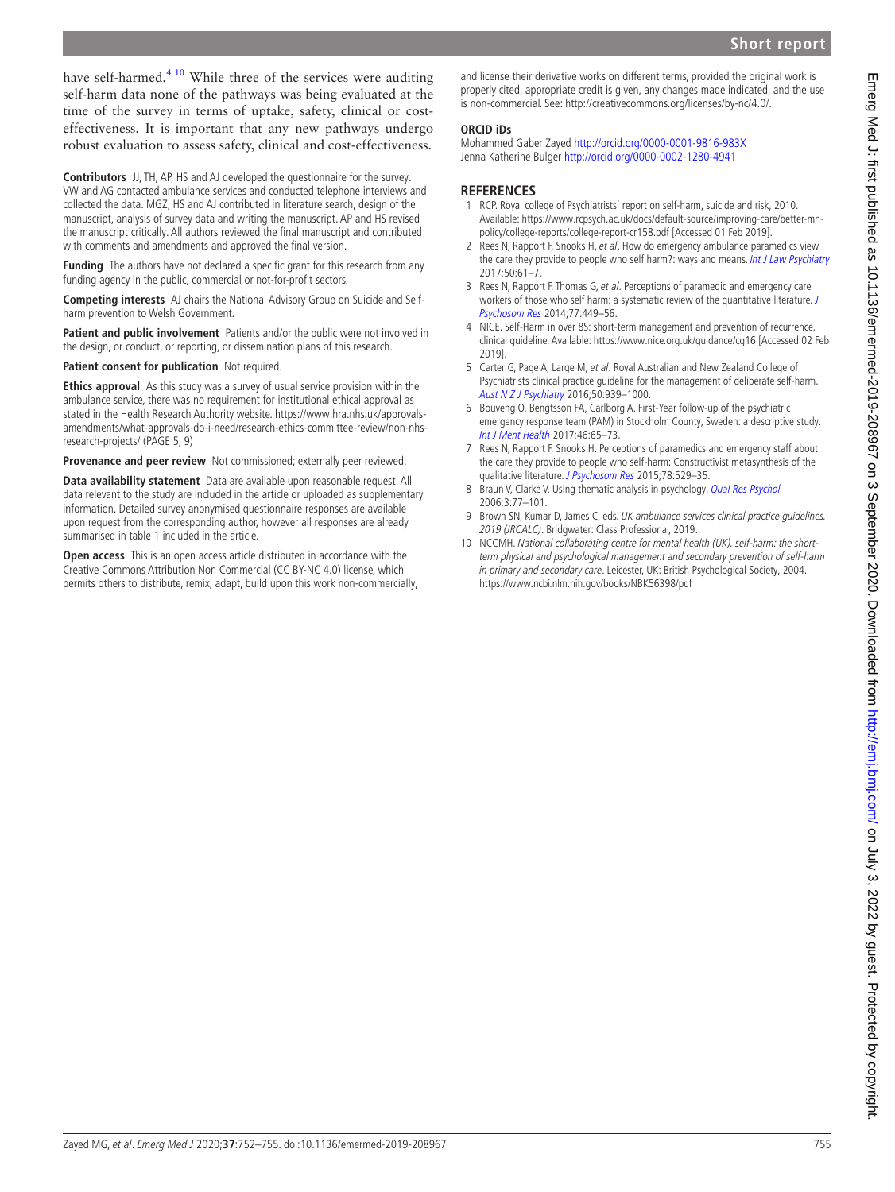have self-harmed.[4,10] While three of the services were auditing self-harm data none of the pathways was being evaluated at the time of the survey in terms of uptake, safety, clinical or cost-effectiveness. It is important that any new pathways undergo robust evaluation to assess safety, clinical and cost-effectiveness.

**Contributors** JJ, TH, AP, HS and AJ developed the questionnaire for the survey. VW and AG contacted ambulance services and conducted telephone interviews and collected the data. MGZ, HS and AJ contributed in literature search, design of the manuscript, analysis of survey data and writing the manuscript. AP and HS revised the manuscript critically. All authors reviewed the final manuscript and contributed with comments and amendments and approved the final version.

**Funding** The authors have not declared a specific grant for this research from any funding agency in the public, commercial or not-for-profit sectors.

**Competing interests** AJ chairs the National Advisory Group on Suicide and Self-harm prevention to Welsh Government.

**Patient and public involvement** Patients and/or the public were not involved in the design, or conduct, or reporting, or dissemination plans of this research.

**Patient consent for publication** Not required.

**Ethics approval** As this study was a survey of usual service provision within the ambulance service, there was no requirement for institutional ethical approval as stated in the Health Research Authority website. https://www.hra.nhs.uk/approvals-amendments/what-approvals-do-i-need/research-ethics-committee-review/non-nhs-research-projects/ (PAGE 5, 9)

**Provenance and peer review** Not commissioned; externally peer reviewed.

**Data availability statement** Data are available upon reasonable request. All data relevant to the study are included in the article or uploaded as supplementary information. Detailed survey anonymised questionnaire responses are available upon request from the corresponding author, however all responses are already summarised in table 1 included in the article.

**Open access** This is an open access article distributed in accordance with the Creative Commons Attribution Non Commercial (CC BY-NC 4.0) license, which permits others to distribute, remix, adapt, build upon this work non-commercially, and license their derivative works on different terms, provided the original work is properly cited, appropriate credit is given, any changes made indicated, and the use is non-commercial. See: http://creativecommons.org/licenses/by-nc/4.0/.

**ORCID iDs**

Mohammed Gaber Zayed http://orcid.org/0000-0001-9816-983X
Jenna Katherine Bulger http://orcid.org/0000-0002-1280-4941

## REFERENCES

1. RCP. Royal college of Psychiatrists' report on self-harm, suicide and risk, 2010. Available: https://www.rcpsych.ac.uk/docs/default-source/improving-care/better-mh-policy/college-reports/college-report-cr158.pdf [Accessed 01 Feb 2019].
2. Rees N, Rapport F, Snooks H, *et al*. How do emergency ambulance paramedics view the care they provide to people who self harm?: ways and means. *Int J Law Psychiatry* 2017;50:61–7.
3. Rees N, Rapport F, Thomas G, *et al*. Perceptions of paramedic and emergency care workers of those who self harm: a systematic review of the quantitative literature. *J Psychosom Res* 2014;77:449–56.
4. NICE. Self-Harm in over 8S: short-term management and prevention of recurrence. clinical guideline. Available: https://www.nice.org.uk/guidance/cg16 [Accessed 02 Feb 2019].
5. Carter G, Page A, Large M, *et al*. Royal Australian and New Zealand College of Psychiatrists clinical practice guideline for the management of deliberate self-harm. *Aust N Z J Psychiatry* 2016;50:939–1000.
6. Bouveng O, Bengtsson FA, Carlborg A. First-Year follow-up of the psychiatric emergency response team (PAM) in Stockholm County, Sweden: a descriptive study. *Int J Ment Health* 2017;46:65–73.
7. Rees N, Rapport F, Snooks H. Perceptions of paramedics and emergency staff about the care they provide to people who self-harm: Constructivist metasynthesis of the qualitative literature. *J Psychosom Res* 2015;78:529–35.
8. Braun V, Clarke V. Using thematic analysis in psychology. *Qual Res Psychol* 2006;3:77–101.
9. Brown SN, Kumar D, James C, eds. *UK ambulance services clinical practice guidelines. 2019 (JRCALC)*. Bridgwater: Class Professional, 2019.
10. NCCMH. *National collaborating centre for mental health (UK). self-harm: the short-term physical and psychological management and secondary prevention of self-harm in primary and secondary care*. Leicester, UK: British Psychological Society, 2004. https://www.ncbi.nlm.nih.gov/books/NBK56398/pdf